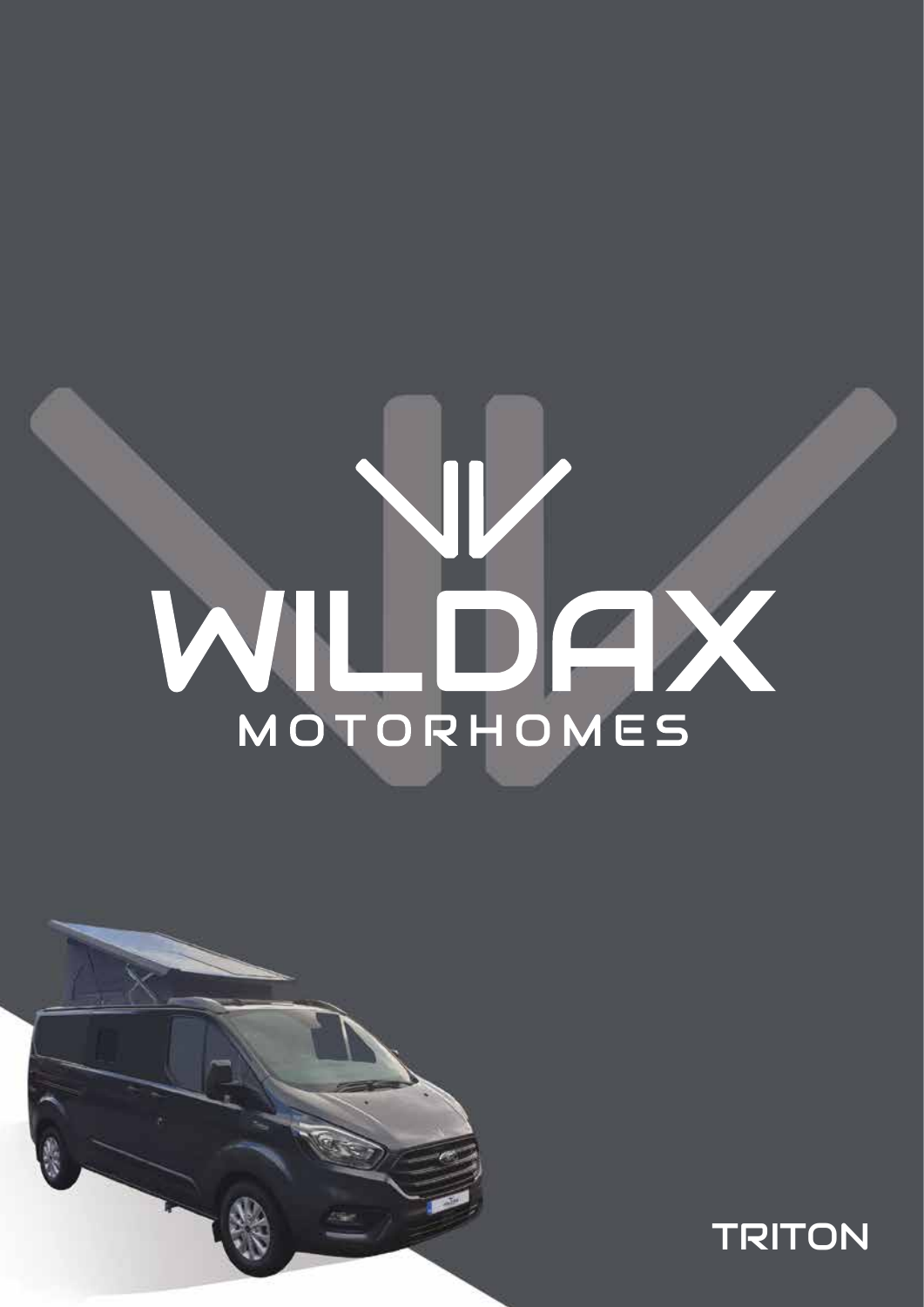# WILDAX

MOTORHOMES

TRITON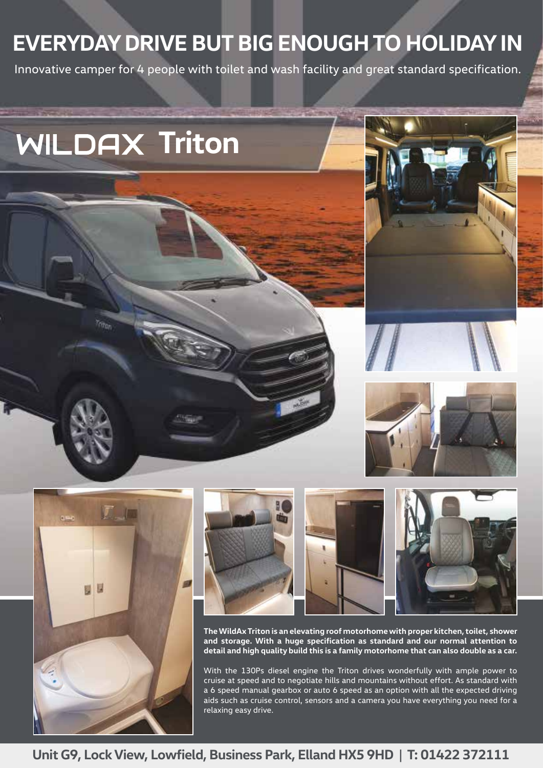# EVERYDAY DRIVE BUT BIG ENOUGH TO HOLIDAY IN

Innovative camper for 4 people with toilet and wash facility and great standard specification.

## WILDAX Triton

**The WildAx Triton is an elevating roof motorhome with proper kitchen, toilet, shower and storage. With a huge specification as standard and our normal attention to detail and high quality build this is a family motorhome that can also double as a car.**

With the 130Ps diesel engine the Triton drives wonderfully with ample power to cruise at speed and to negotiate hills and mountains without effort. As standard with a 6 speed manual gearbox or auto 6 speed as an option with all the expected driving aids such as cruise control, sensors and a camera you have everything you need for a relaxing easy drive.

**Unit G9, Lock View, Lowfield, Business Park, Elland HX5 9HD | T: 01422 372111**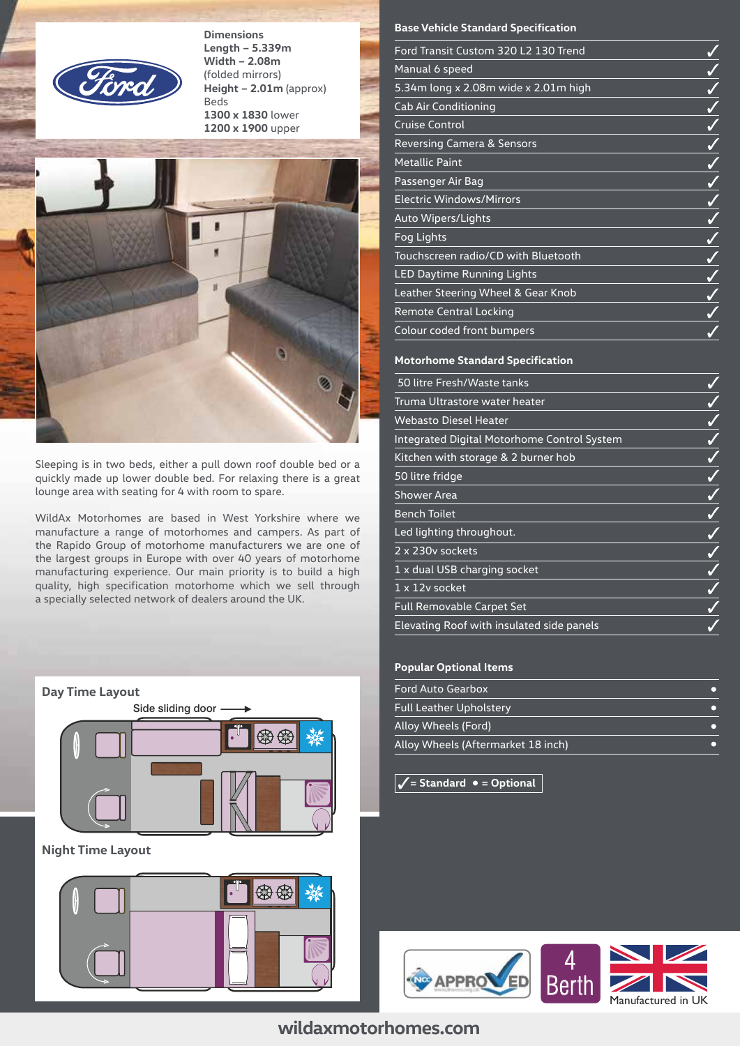**Dimensions**
**Length – 5.339m**
**Width – 2.08m** (folded mirrors)
**Height – 2.01m** (approx)
Beds
**1300 x 1830** lower
**1200 x 1900** upper

Sleeping is in two beds, either a pull down roof double bed or a quickly made up lower double bed. For relaxing there is a great lounge area with seating for 4 with room to spare.

WildAx Motorhomes are based in West Yorkshire where we manufacture a range of motorhomes and campers. As part of the Rapido Group of motorhome manufacturers we are one of the largest groups in Europe with over 40 years of motorhome manufacturing experience. Our main priority is to build a high quality, high specification motorhome which we sell through a specially selected network of dealers around the UK.

**Day Time Layout**

Side sliding door

**Night Time Layout**

### Base Vehicle Standard Specification

| | |
|---|---|
| Ford Transit Custom 320 L2 130 Trend | ✓ |
| Manual 6 speed | ✓ |
| 5.34m long x 2.08m wide x 2.01m high | ✓ |
| Cab Air Conditioning | ✓ |
| Cruise Control | ✓ |
| Reversing Camera & Sensors | ✓ |
| Metallic Paint | ✓ |
| Passenger Air Bag | ✓ |
| Electric Windows/Mirrors | ✓ |
| Auto Wipers/Lights | ✓ |
| Fog Lights | ✓ |
| Touchscreen radio/CD with Bluetooth | ✓ |
| LED Daytime Running Lights | ✓ |
| Leather Steering Wheel & Gear Knob | ✓ |
| Remote Central Locking | ✓ |
| Colour coded front bumpers | ✓ |

### Motorhome Standard Specification

| | |
|---|---|
| 50 litre Fresh/Waste tanks | ✓ |
| Truma Ultrastore water heater | ✓ |
| Webasto Diesel Heater | ✓ |
| Integrated Digital Motorhome Control System | ✓ |
| Kitchen with storage & 2 burner hob | ✓ |
| 50 litre fridge | ✓ |
| Shower Area | ✓ |
| Bench Toilet | ✓ |
| Led lighting throughout. | ✓ |
| 2 x 230v sockets | ✓ |
| 1 x dual USB charging socket | ✓ |
| 1 x 12v socket | ✓ |
| Full Removable Carpet Set | ✓ |
| Elevating Roof with insulated side panels | ✓ |

### Popular Optional Items

| | |
|---|---|
| Ford Auto Gearbox | • |
| Full Leather Upholstery | • |
| Alloy Wheels (Ford) | • |
| Alloy Wheels (Aftermarket 18 inch) | • |

**✓ = Standard • = Optional**

NCC APPROVED

4 Berth

Manufactured in UK

**wildaxmotorhomes.com**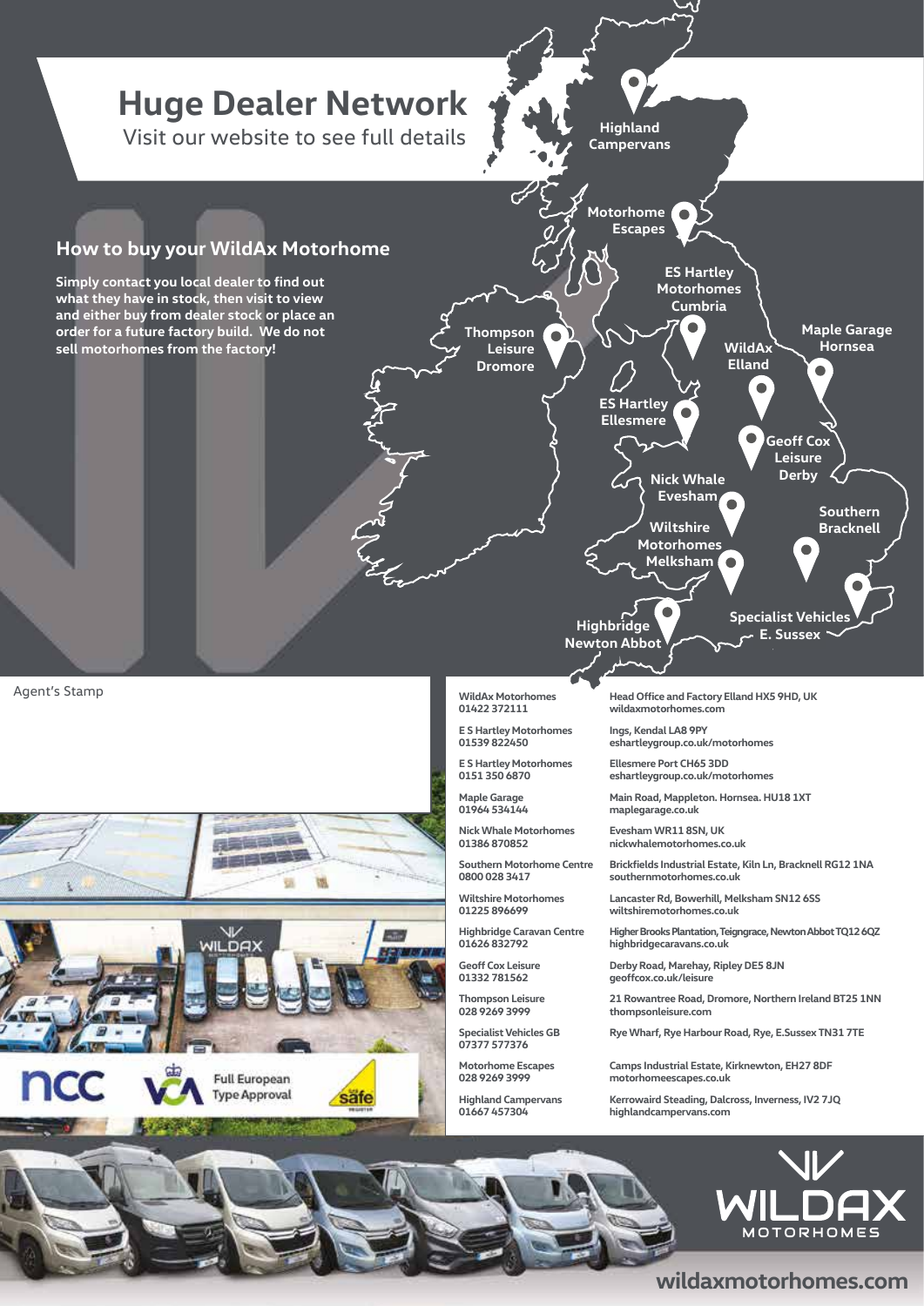# Huge Dealer Network

Visit our website to see full details

## How to buy your WildAx Motorhome

**Simply contact you local dealer to find out what they have in stock, then visit to view and either buy from dealer stock or place an order for a future factory build. We do not sell motorhomes from the factory!**

Highland Campervans

Motorhome Escapes

ES Hartley Motorhomes Cumbria

Thompson Leisure Dromore

Maple Garage Hornsea

WildAx Elland

ES Hartley Ellesmere

Geoff Cox Leisure Derby

Nick Whale Evesham

Southern Bracknell

Wiltshire Motorhomes Melksham

Specialist Vehicles E. Sussex

Highbridge Newton Abbot

Agent's Stamp

| | |
|---|---|
| **WildAx Motorhomes**<br>**01422 372111** | **Head Office and Factory Elland HX5 9HD, UK**<br>**wildaxmotorhomes.com** |
| **E S Hartley Motorhomes**<br>**01539 822450** | **Ings, Kendal LA8 9PY**<br>**eshartleygroup.co.uk/motorhomes** |
| **E S Hartley Motorhomes**<br>**0151 350 6870** | **Ellesmere Port CH65 3DD**<br>**eshartleygroup.co.uk/motorhomes** |
| **Maple Garage**<br>**01964 534144** | **Main Road, Mappleton. Hornsea. HU18 1XT**<br>**maplegarage.co.uk** |
| **Nick Whale Motorhomes**<br>**01386 870852** | **Evesham WR11 8SN, UK**<br>**nickwhalemotorhomes.co.uk** |
| **Southern Motorhome Centre**<br>**0800 028 3417** | **Brickfields Industrial Estate, Kiln Ln, Bracknell RG12 1NA**<br>**southernmotorhomes.co.uk** |
| **Wiltshire Motorhomes**<br>**01225 896699** | **Lancaster Rd, Bowerhill, Melksham SN12 6SS**<br>**wiltshiremotorhomes.co.uk** |
| **Highbridge Caravan Centre**<br>**01626 832792** | **Higher Brooks Plantation, Teigngrace, Newton Abbot TQ12 6QZ**<br>**highbridgecaravans.co.uk** |
| **Geoff Cox Leisure**<br>**01332 781562** | **Derby Road, Marehay, Ripley DE5 8JN**<br>**geoffcox.co.uk/leisure** |
| **Thompson Leisure**<br>**028 9269 3999** | **21 Rowantree Road, Dromore, Northern Ireland BT25 1NN**<br>**thompsonleisure.com** |
| **Specialist Vehicles GB**<br>**07377 577376** | **Rye Wharf, Rye Harbour Road, Rye, E.Sussex TN31 7TE** |
| **Motorhome Escapes**<br>**028 9269 3999** | **Camps Industrial Estate, Kirknewton, EH27 8DF**<br>**motorhomeescapes.co.uk** |
| **Highland Campervans**<br>**01667 457304** | **Kerrowaird Steading, Dalcross, Inverness, IV2 7JQ**<br>**highlandcampervans.com** |

ncc

Full European Type Approval

WILDAX MOTORHOMES

**wildaxmotorhomes.com**